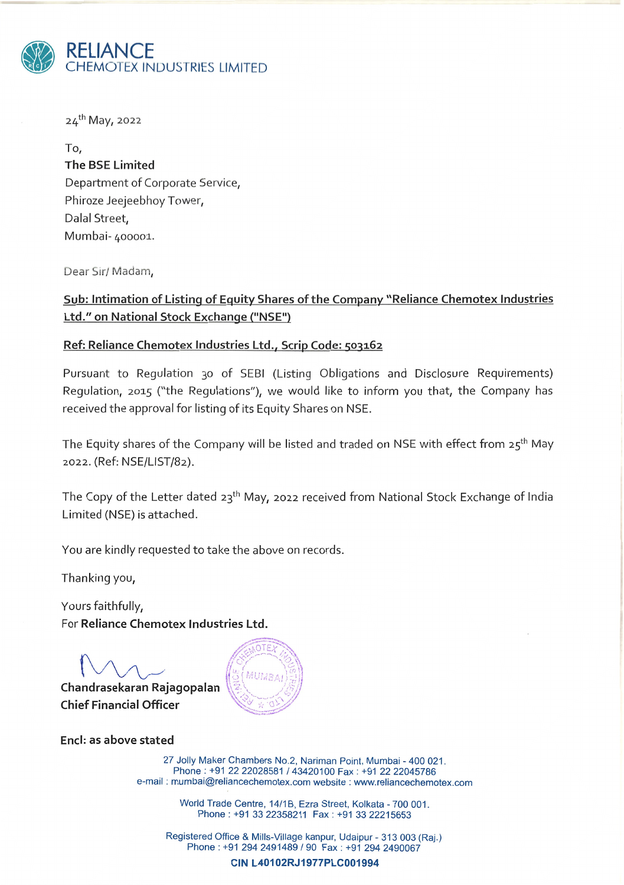# RELIANCE
## CHEMOTEX INDUSTRIES LIMITED

24th May, 2022

To,
**The BSE Limited**
Department of Corporate Service,
Phiroze Jeejeebhoy Tower,
Dalal Street,
Mumbai- 400001.

Dear Sir/ Madam,

**Sub: Intimation of Listing of Equity Shares of the Company "Reliance Chemotex Industries Ltd." on National Stock Exchange ("NSE")**

**Ref: Reliance Chemotex Industries Ltd., Scrip Code: 503162**

Pursuant to Regulation 30 of SEBI (Listing Obligations and Disclosure Requirements) Regulation, 2015 ("the Regulations"), we would like to inform you that, the Company has received the approval for listing of its Equity Shares on NSE.

The Equity shares of the Company will be listed and traded on NSE with effect from 25th May 2022. (Ref: NSE/LIST/82).

The Copy of the Letter dated 23rd May, 2022 received from National Stock Exchange of India Limited (NSE) is attached.

You are kindly requested to take the above on records.

Thanking you,

Yours faithfully,
For **Reliance Chemotex Industries Ltd.**

**Chandrasekaran Rajagopalan**
**Chief Financial Officer**

**Encl: as above stated**

27 Jolly Maker Chambers No.2, Nariman Point, Mumbai - 400 021.
Phone : +91 22 22028581 / 43420100 Fax : +91 22 22045786
e-mail : mumbai@reliancechemotex.com website : www.reliancechemotex.com

World Trade Centre, 14/1B, Ezra Street, Kolkata - 700 001.
Phone : +91 33 22358211 Fax : +91 33 22215653

Registered Office & Mills-Village kanpur, Udaipur - 313 003 (Raj.)
Phone : +91 294 2491489 / 90 Fax : +91 294 2490067

**CIN L40102RJ1977PLC001994**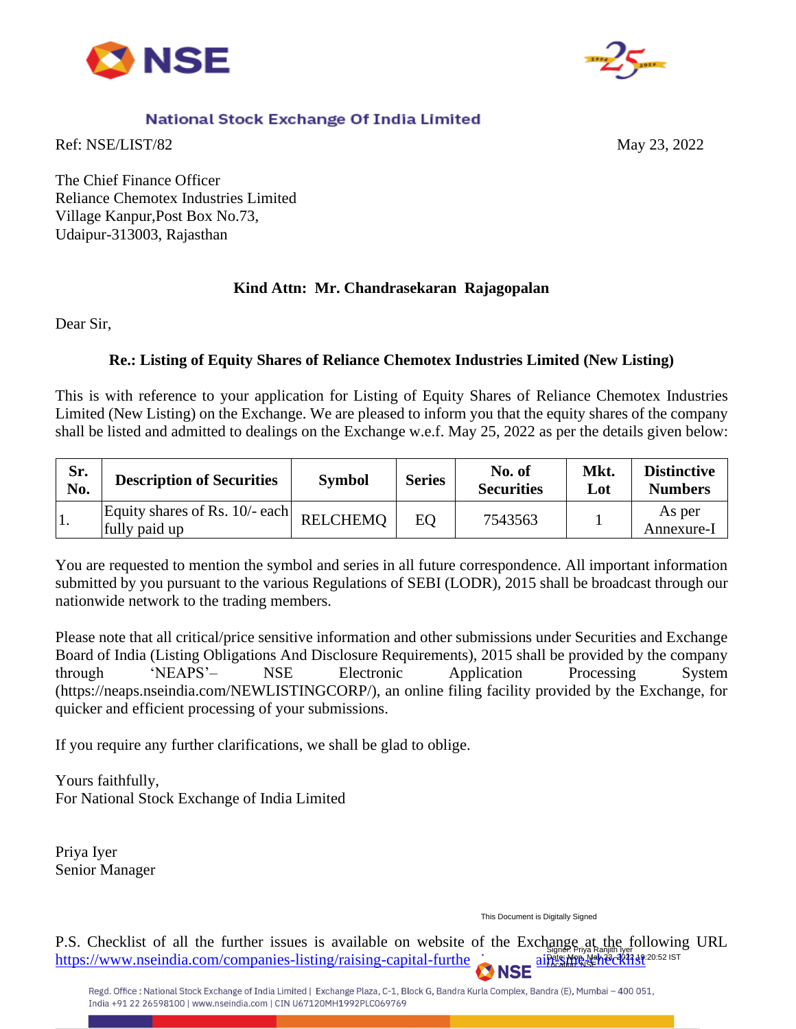National Stock Exchange Of India Limited

Ref: NSE/LIST/82

May 23, 2022

The Chief Finance Officer
Reliance Chemotex Industries Limited
Village Kanpur,Post Box No.73,
Udaipur-313003, Rajasthan

**Kind Attn: Mr. Chandrasekaran Rajagopalan**

Dear Sir,

**Re.: Listing of Equity Shares of Reliance Chemotex Industries Limited (New Listing)**

This is with reference to your application for Listing of Equity Shares of Reliance Chemotex Industries Limited (New Listing) on the Exchange. We are pleased to inform you that the equity shares of the company shall be listed and admitted to dealings on the Exchange w.e.f. May 25, 2022 as per the details given below:

| Sr. No. | Description of Securities | Symbol | Series | No. of Securities | Mkt. Lot | Distinctive Numbers |
|---|---|---|---|---|---|---|
| 1. | Equity shares of Rs. 10/- each fully paid up | RELCHEMQ | EQ | 7543563 | 1 | As per Annexure-I |

You are requested to mention the symbol and series in all future correspondence. All important information submitted by you pursuant to the various Regulations of SEBI (LODR), 2015 shall be broadcast through our nationwide network to the trading members.

Please note that all critical/price sensitive information and other submissions under Securities and Exchange Board of India (Listing Obligations And Disclosure Requirements), 2015 shall be provided by the company through 'NEAPS'– NSE Electronic Application Processing System (https://neaps.nseindia.com/NEWLISTINGCORP/), an online filing facility provided by the Exchange, for quicker and efficient processing of your submissions.

If you require any further clarifications, we shall be glad to oblige.

Yours faithfully,
For National Stock Exchange of India Limited

Priya Iyer
Senior Manager

This Document is Digitally Signed

Signer: Priya Ranjith Iyer
Date: Mon, May 23, 2022 19:20:52 IST
Location: NSE

P.S. Checklist of all the further issues is available on website of the Exchange at the following URL https://www.nseindia.com/companies-listing/raising-capital-further-issues-checklist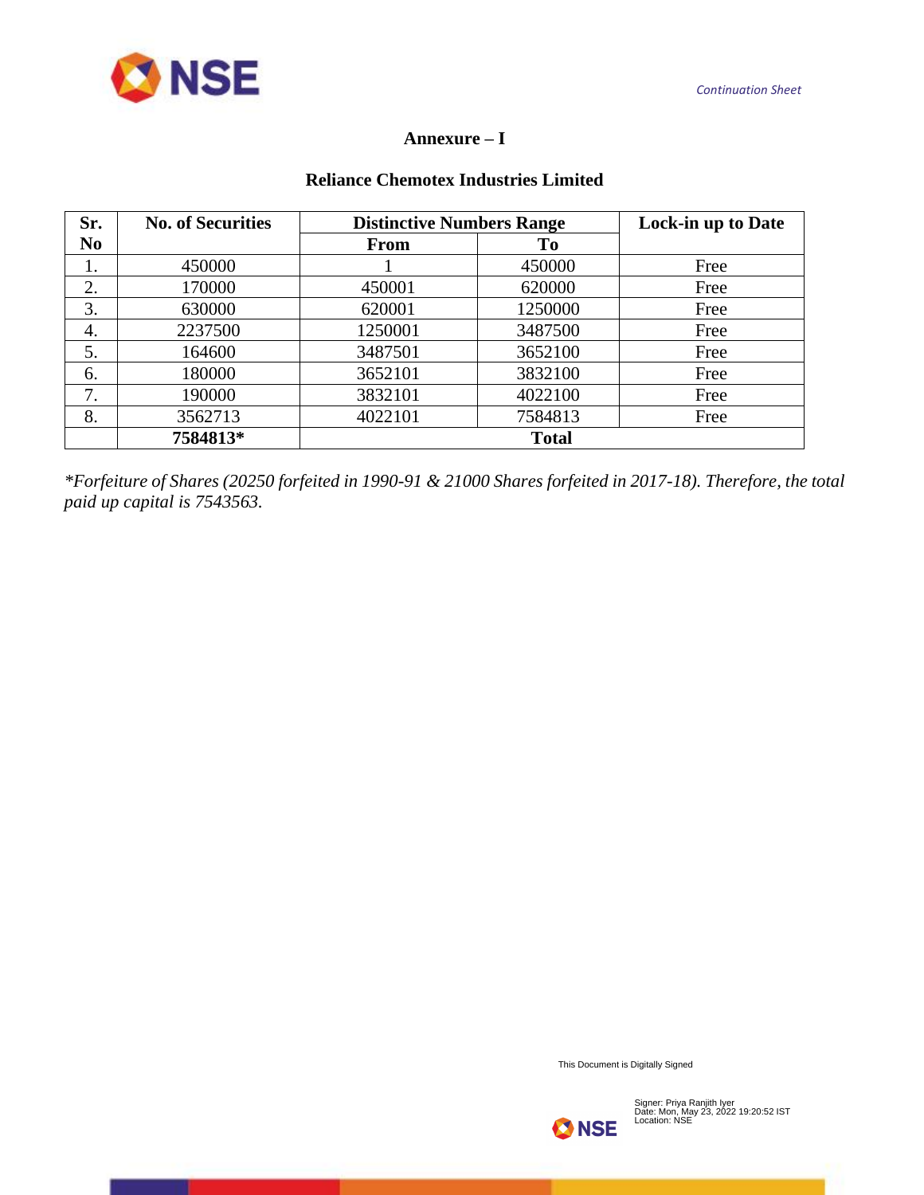## Annexure – I

### Reliance Chemotex Industries Limited

| Sr. No | No. of Securities | Distinctive Numbers Range | | Lock-in up to Date |
|---|---|---|---|---|
| | | From | To | |
| 1. | 450000 | 1 | 450000 | Free |
| 2. | 170000 | 450001 | 620000 | Free |
| 3. | 630000 | 620001 | 1250000 | Free |
| 4. | 2237500 | 1250001 | 3487500 | Free |
| 5. | 164600 | 3487501 | 3652100 | Free |
| 6. | 180000 | 3652101 | 3832100 | Free |
| 7. | 190000 | 3832101 | 4022100 | Free |
| 8. | 3562713 | 4022101 | 7584813 | Free |
| | **7584813*** | **Total** | | |

*\*Forfeiture of Shares (20250 forfeited in 1990-91 & 21000 Shares forfeited in 2017-18). Therefore, the total paid up capital is 7543563.*

This Document is Digitally Signed

Signer: Priya Ranjith Iyer
Date: Mon, May 23, 2022 19:20:52 IST
Location: NSE